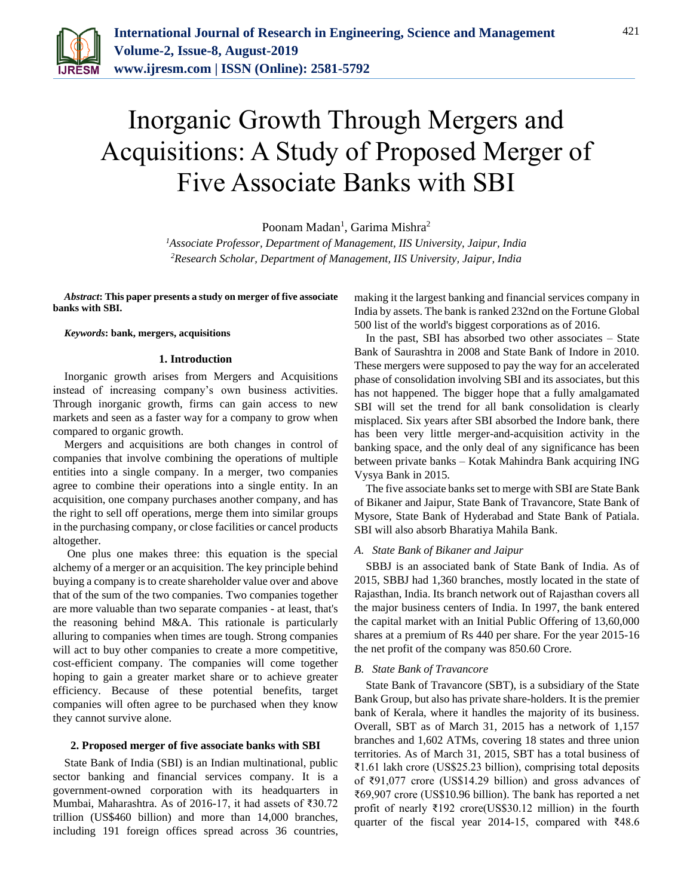# Inorganic Growth Through Mergers and Acquisitions: A Study of Proposed Merger of Five Associate Banks with SBI

Poonam Madan[1], Garima Mishra[2]

[1]*Associate Professor, Department of Management, IIS University, Jaipur, India*
[2]*Research Scholar, Department of Management, IIS University, Jaipur, India*

***Abstract*: This paper presents a study on merger of five associate banks with SBI.**

***Keywords*: bank, mergers, acquisitions**

## 1. Introduction

Inorganic growth arises from Mergers and Acquisitions instead of increasing company's own business activities. Through inorganic growth, firms can gain access to new markets and seen as a faster way for a company to grow when compared to organic growth.

Mergers and acquisitions are both changes in control of companies that involve combining the operations of multiple entities into a single company. In a merger, two companies agree to combine their operations into a single entity. In an acquisition, one company purchases another company, and has the right to sell off operations, merge them into similar groups in the purchasing company, or close facilities or cancel products altogether.

One plus one makes three: this equation is the special alchemy of a merger or an acquisition. The key principle behind buying a company is to create shareholder value over and above that of the sum of the two companies. Two companies together are more valuable than two separate companies - at least, that's the reasoning behind M&A. This rationale is particularly alluring to companies when times are tough. Strong companies will act to buy other companies to create a more competitive, cost-efficient company. The companies will come together hoping to gain a greater market share or to achieve greater efficiency. Because of these potential benefits, target companies will often agree to be purchased when they know they cannot survive alone.

## 2. Proposed merger of five associate banks with SBI

State Bank of India (SBI) is an Indian multinational, public sector banking and financial services company. It is a government-owned corporation with its headquarters in Mumbai, Maharashtra. As of 2016-17, it had assets of ₹30.72 trillion (US$460 billion) and more than 14,000 branches, including 191 foreign offices spread across 36 countries, making it the largest banking and financial services company in India by assets. The bank is ranked 232nd on the Fortune Global 500 list of the world's biggest corporations as of 2016.

In the past, SBI has absorbed two other associates – State Bank of Saurashtra in 2008 and State Bank of Indore in 2010. These mergers were supposed to pay the way for an accelerated phase of consolidation involving SBI and its associates, but this has not happened. The bigger hope that a fully amalgamated SBI will set the trend for all bank consolidation is clearly misplaced. Six years after SBI absorbed the Indore bank, there has been very little merger-and-acquisition activity in the banking space, and the only deal of any significance has been between private banks – Kotak Mahindra Bank acquiring ING Vysya Bank in 2015.

The five associate banks set to merge with SBI are State Bank of Bikaner and Jaipur, State Bank of Travancore, State Bank of Mysore, State Bank of Hyderabad and State Bank of Patiala. SBI will also absorb Bharatiya Mahila Bank.

### *A. State Bank of Bikaner and Jaipur*

SBBJ is an associated bank of State Bank of India. As of 2015, SBBJ had 1,360 branches, mostly located in the state of Rajasthan, India. Its branch network out of Rajasthan covers all the major business centers of India. In 1997, the bank entered the capital market with an Initial Public Offering of 13,60,000 shares at a premium of Rs 440 per share. For the year 2015-16 the net profit of the company was 850.60 Crore.

### *B. State Bank of Travancore*

State Bank of Travancore (SBT), is a subsidiary of the State Bank Group, but also has private share-holders. It is the premier bank of Kerala, where it handles the majority of its business. Overall, SBT as of March 31, 2015 has a network of 1,157 branches and 1,602 ATMs, covering 18 states and three union territories. As of March 31, 2015, SBT has a total business of ₹1.61 lakh crore (US$25.23 billion), comprising total deposits of ₹91,077 crore (US$14.29 billion) and gross advances of ₹69,907 crore (US$10.96 billion). The bank has reported a net profit of nearly ₹192 crore(US$30.12 million) in the fourth quarter of the fiscal year 2014-15, compared with ₹48.6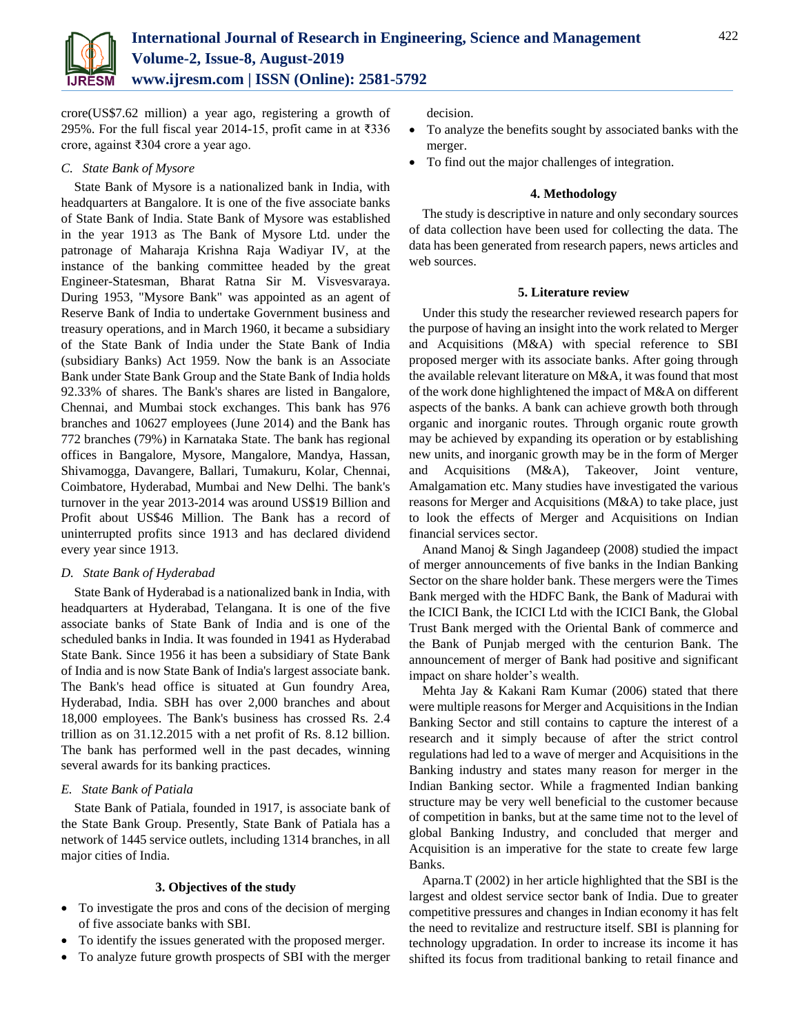crore(US$7.62 million) a year ago, registering a growth of 295%. For the full fiscal year 2014-15, profit came in at ₹336 crore, against ₹304 crore a year ago.

### *C. State Bank of Mysore*

State Bank of Mysore is a nationalized bank in India, with headquarters at Bangalore. It is one of the five associate banks of State Bank of India. State Bank of Mysore was established in the year 1913 as The Bank of Mysore Ltd. under the patronage of Maharaja Krishna Raja Wadiyar IV, at the instance of the banking committee headed by the great Engineer-Statesman, Bharat Ratna Sir M. Visvesvaraya. During 1953, "Mysore Bank" was appointed as an agent of Reserve Bank of India to undertake Government business and treasury operations, and in March 1960, it became a subsidiary of the State Bank of India under the State Bank of India (subsidiary Banks) Act 1959. Now the bank is an Associate Bank under State Bank Group and the State Bank of India holds 92.33% of shares. The Bank's shares are listed in Bangalore, Chennai, and Mumbai stock exchanges. This bank has 976 branches and 10627 employees (June 2014) and the Bank has 772 branches (79%) in Karnataka State. The bank has regional offices in Bangalore, Mysore, Mangalore, Mandya, Hassan, Shivamogga, Davangere, Ballari, Tumakuru, Kolar, Chennai, Coimbatore, Hyderabad, Mumbai and New Delhi. The bank's turnover in the year 2013-2014 was around US$19 Billion and Profit about US$46 Million. The Bank has a record of uninterrupted profits since 1913 and has declared dividend every year since 1913.

### *D. State Bank of Hyderabad*

State Bank of Hyderabad is a nationalized bank in India, with headquarters at Hyderabad, Telangana. It is one of the five associate banks of State Bank of India and is one of the scheduled banks in India. It was founded in 1941 as Hyderabad State Bank. Since 1956 it has been a subsidiary of State Bank of India and is now State Bank of India's largest associate bank. The Bank's head office is situated at Gun foundry Area, Hyderabad, India. SBH has over 2,000 branches and about 18,000 employees. The Bank's business has crossed Rs. 2.4 trillion as on 31.12.2015 with a net profit of Rs. 8.12 billion. The bank has performed well in the past decades, winning several awards for its banking practices.

### *E. State Bank of Patiala*

State Bank of Patiala, founded in 1917, is associate bank of the State Bank Group. Presently, State Bank of Patiala has a network of 1445 service outlets, including 1314 branches, in all major cities of India.

## 3. Objectives of the study

- To investigate the pros and cons of the decision of merging of five associate banks with SBI.
- To identify the issues generated with the proposed merger.
- To analyze future growth prospects of SBI with the merger decision.
- To analyze the benefits sought by associated banks with the merger.
- To find out the major challenges of integration.

## 4. Methodology

The study is descriptive in nature and only secondary sources of data collection have been used for collecting the data. The data has been generated from research papers, news articles and web sources.

## 5. Literature review

Under this study the researcher reviewed research papers for the purpose of having an insight into the work related to Merger and Acquisitions (M&A) with special reference to SBI proposed merger with its associate banks. After going through the available relevant literature on M&A, it was found that most of the work done highlightened the impact of M&A on different aspects of the banks. A bank can achieve growth both through organic and inorganic routes. Through organic route growth may be achieved by expanding its operation or by establishing new units, and inorganic growth may be in the form of Merger and Acquisitions (M&A), Takeover, Joint venture, Amalgamation etc. Many studies have investigated the various reasons for Merger and Acquisitions (M&A) to take place, just to look the effects of Merger and Acquisitions on Indian financial services sector.

Anand Manoj & Singh Jagandeep (2008) studied the impact of merger announcements of five banks in the Indian Banking Sector on the share holder bank. These mergers were the Times Bank merged with the HDFC Bank, the Bank of Madurai with the ICICI Bank, the ICICI Ltd with the ICICI Bank, the Global Trust Bank merged with the Oriental Bank of commerce and the Bank of Punjab merged with the centurion Bank. The announcement of merger of Bank had positive and significant impact on share holder's wealth.

Mehta Jay & Kakani Ram Kumar (2006) stated that there were multiple reasons for Merger and Acquisitions in the Indian Banking Sector and still contains to capture the interest of a research and it simply because of after the strict control regulations had led to a wave of merger and Acquisitions in the Banking industry and states many reason for merger in the Indian Banking sector. While a fragmented Indian banking structure may be very well beneficial to the customer because of competition in banks, but at the same time not to the level of global Banking Industry, and concluded that merger and Acquisition is an imperative for the state to create few large Banks.

Aparna.T (2002) in her article highlighted that the SBI is the largest and oldest service sector bank of India. Due to greater competitive pressures and changes in Indian economy it has felt the need to revitalize and restructure itself. SBI is planning for technology upgradation. In order to increase its income it has shifted its focus from traditional banking to retail finance and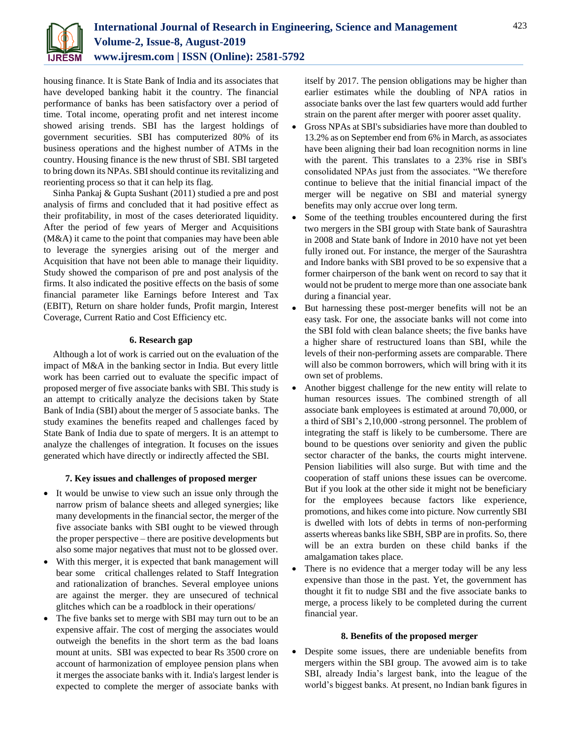housing finance. It is State Bank of India and its associates that have developed banking habit it the country. The financial performance of banks has been satisfactory over a period of time. Total income, operating profit and net interest income showed arising trends. SBI has the largest holdings of government securities. SBI has computerized 80% of its business operations and the highest number of ATMs in the country. Housing finance is the new thrust of SBI. SBI targeted to bring down its NPAs. SBI should continue its revitalizing and reorienting process so that it can help its flag.

Sinha Pankaj & Gupta Sushant (2011) studied a pre and post analysis of firms and concluded that it had positive effect as their profitability, in most of the cases deteriorated liquidity. After the period of few years of Merger and Acquisitions (M&A) it came to the point that companies may have been able to leverage the synergies arising out of the merger and Acquisition that have not been able to manage their liquidity. Study showed the comparison of pre and post analysis of the firms. It also indicated the positive effects on the basis of some financial parameter like Earnings before Interest and Tax (EBIT), Return on share holder funds, Profit margin, Interest Coverage, Current Ratio and Cost Efficiency etc.

## 6. Research gap

Although a lot of work is carried out on the evaluation of the impact of M&A in the banking sector in India. But every little work has been carried out to evaluate the specific impact of proposed merger of five associate banks with SBI. This study is an attempt to critically analyze the decisions taken by State Bank of India (SBI) about the merger of 5 associate banks. The study examines the benefits reaped and challenges faced by State Bank of India due to spate of mergers. It is an attempt to analyze the challenges of integration. It focuses on the issues generated which have directly or indirectly affected the SBI.

## 7. Key issues and challenges of proposed merger

- It would be unwise to view such an issue only through the narrow prism of balance sheets and alleged synergies; like many developments in the financial sector, the merger of the five associate banks with SBI ought to be viewed through the proper perspective – there are positive developments but also some major negatives that must not to be glossed over.
- With this merger, it is expected that bank management will bear some critical challenges related to Staff Integration and rationalization of branches. Several employee unions are against the merger. they are unsecured of technical glitches which can be a roadblock in their operations/
- The five banks set to merge with SBI may turn out to be an expensive affair. The cost of merging the associates would outweigh the benefits in the short term as the bad loans mount at units. SBI was expected to bear Rs 3500 crore on account of harmonization of employee pension plans when it merges the associate banks with it. India's largest lender is expected to complete the merger of associate banks with itself by 2017. The pension obligations may be higher than earlier estimates while the doubling of NPA ratios in associate banks over the last few quarters would add further strain on the parent after merger with poorer asset quality.
- Gross NPAs at SBI's subsidiaries have more than doubled to 13.2% as on September end from 6% in March, as associates have been aligning their bad loan recognition norms in line with the parent. This translates to a 23% rise in SBI's consolidated NPAs just from the associates. "We therefore continue to believe that the initial financial impact of the merger will be negative on SBI and material synergy benefits may only accrue over long term.
- Some of the teething troubles encountered during the first two mergers in the SBI group with State bank of Saurashtra in 2008 and State bank of Indore in 2010 have not yet been fully ironed out. For instance, the merger of the Saurashtra and Indore banks with SBI proved to be so expensive that a former chairperson of the bank went on record to say that it would not be prudent to merge more than one associate bank during a financial year.
- But harnessing these post-merger benefits will not be an easy task. For one, the associate banks will not come into the SBI fold with clean balance sheets; the five banks have a higher share of restructured loans than SBI, while the levels of their non-performing assets are comparable. There will also be common borrowers, which will bring with it its own set of problems.
- Another biggest challenge for the new entity will relate to human resources issues. The combined strength of all associate bank employees is estimated at around 70,000, or a third of SBI's 2,10,000 -strong personnel. The problem of integrating the staff is likely to be cumbersome. There are bound to be questions over seniority and given the public sector character of the banks, the courts might intervene. Pension liabilities will also surge. But with time and the cooperation of staff unions these issues can be overcome. But if you look at the other side it might not be beneficiary for the employees because factors like experience, promotions, and hikes come into picture. Now currently SBI is dwelled with lots of debts in terms of non-performing asserts whereas banks like SBH, SBP are in profits. So, there will be an extra burden on these child banks if the amalgamation takes place.
- There is no evidence that a merger today will be any less expensive than those in the past. Yet, the government has thought it fit to nudge SBI and the five associate banks to merge, a process likely to be completed during the current financial year.

## 8. Benefits of the proposed merger

- Despite some issues, there are undeniable benefits from mergers within the SBI group. The avowed aim is to take SBI, already India's largest bank, into the league of the world's biggest banks. At present, no Indian bank figures in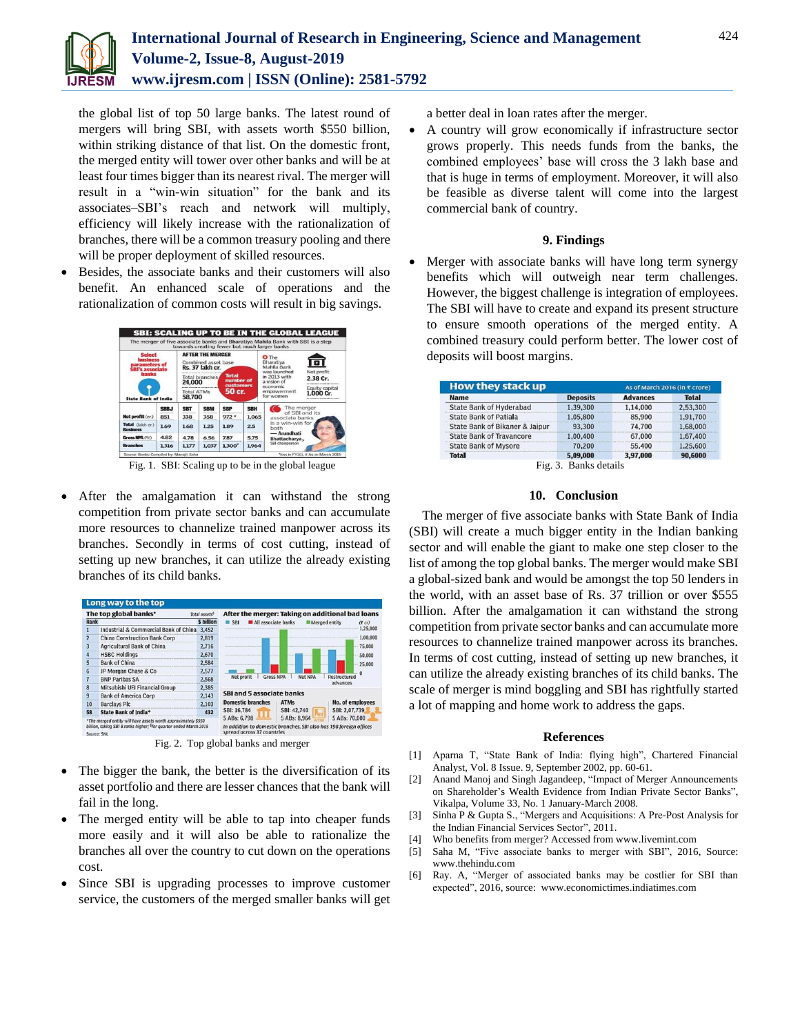the global list of top 50 large banks. The latest round of mergers will bring SBI, with assets worth $550 billion, within striking distance of that list. On the domestic front, the merged entity will tower over other banks and will be at least four times bigger than its nearest rival. The merger will result in a "win-win situation" for the bank and its associates–SBI's reach and network will multiply, efficiency will likely increase with the rationalization of branches, there will be a common treasury pooling and there will be proper deployment of skilled resources.

- Besides, the associate banks and their customers will also benefit. An enhanced scale of operations and the rationalization of common costs will result in big savings.

Fig. 1. SBI: Scaling up to be in the global league

- After the amalgamation it can withstand the strong competition from private sector banks and can accumulate more resources to channelize trained manpower across its branches. Secondly in terms of cost cutting, instead of setting up new branches, it can utilize the already existing branches of its child banks.

Fig. 2. Top global banks and merger

- The bigger the bank, the better is the diversification of its asset portfolio and there are lesser chances that the bank will fail in the long.
- The merged entity will be able to tap into cheaper funds more easily and it will also be able to rationalize the branches all over the country to cut down on the operations cost.
- Since SBI is upgrading processes to improve customer service, the customers of the merged smaller banks will get a better deal in loan rates after the merger.
- A country will grow economically if infrastructure sector grows properly. This needs funds from the banks, the combined employees' base will cross the 3 lakh base and that is huge in terms of employment. Moreover, it will also be feasible as diverse talent will come into the largest commercial bank of country.

## 9. Findings

- Merger with associate banks will have long term synergy benefits which will outweigh near term challenges. However, the biggest challenge is integration of employees. The SBI will have to create and expand its present structure to ensure smooth operations of the merged entity. A combined treasury could perform better. The lower cost of deposits will boost margins.

How they stack up (As of March 2016 (in ₹ crore))

| Name | Deposits | Advances | Total |
|---|---|---|---|
| State Bank of Hyderabad | 1,39,300 | 1,14,000 | 2,53,300 |
| State Bank of Patiala | 1,05,800 | 85,900 | 1,91,700 |
| State Bank of Bikaner & Jaipur | 93,300 | 74,700 | 1,68,000 |
| State Bank of Travancore | 1,00,400 | 67,000 | 1,67,400 |
| State Bank of Mysore | 70,200 | 55,400 | 1,25,600 |
| Total | 5,09,000 | 3,97,000 | 90,6000 |

Fig. 3. Banks details

## 10. Conclusion

The merger of five associate banks with State Bank of India (SBI) will create a much bigger entity in the Indian banking sector and will enable the giant to make one step closer to the list of among the top global banks. The merger would make SBI a global-sized bank and would be amongst the top 50 lenders in the world, with an asset base of Rs. 37 trillion or over $555 billion. After the amalgamation it can withstand the strong competition from private sector banks and can accumulate more resources to channelize trained manpower across its branches. In terms of cost cutting, instead of setting up new branches, it can utilize the already existing branches of its child banks. The scale of merger is mind boggling and SBI has rightfully started a lot of mapping and home work to address the gaps.

## References

[1] Aparna T, "State Bank of India: flying high", Chartered Financial Analyst, Vol. 8 Issue. 9, September 2002, pp. 60-61.

[2] Anand Manoj and Singh Jagandeep, "Impact of Merger Announcements on Shareholder's Wealth Evidence from Indian Private Sector Banks", Vikalpa, Volume 33, No. 1 January-March 2008.

[3] Sinha P & Gupta S., "Mergers and Acquisitions: A Pre-Post Analysis for the Indian Financial Services Sector", 2011.

[4] Who benefits from merger? Accessed from www.livemint.com

[5] Saha M, "Five associate banks to merger with SBI", 2016, Source: www.thehindu.com

[6] Ray. A, "Merger of associated banks may be costlier for SBI than expected", 2016, source: www.economictimes.indiatimes.com